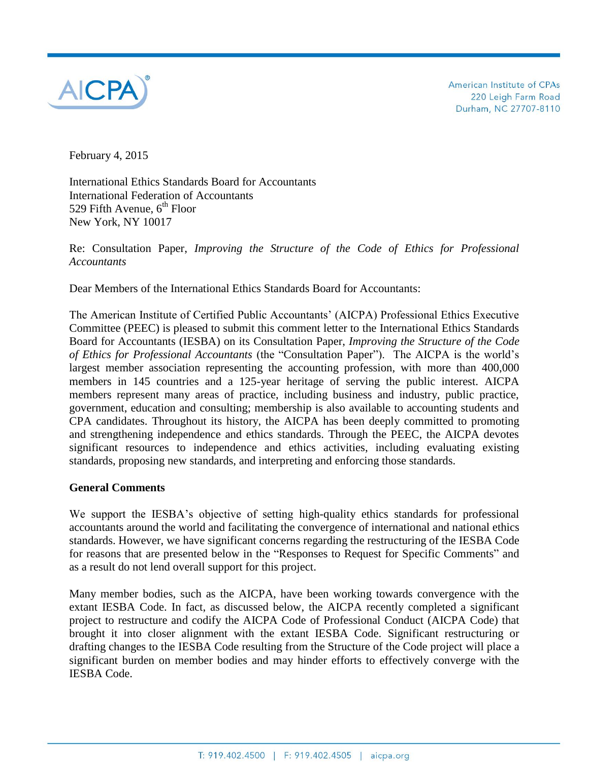AICPA®

American Institute of CPAs
220 Leigh Farm Road
Durham, NC 27707-8110

February 4, 2015

International Ethics Standards Board for Accountants
International Federation of Accountants
529 Fifth Avenue, 6th Floor
New York, NY 10017

Re: Consultation Paper, *Improving the Structure of the Code of Ethics for Professional Accountants*

Dear Members of the International Ethics Standards Board for Accountants:

The American Institute of Certified Public Accountants' (AICPA) Professional Ethics Executive Committee (PEEC) is pleased to submit this comment letter to the International Ethics Standards Board for Accountants (IESBA) on its Consultation Paper, *Improving the Structure of the Code of Ethics for Professional Accountants* (the "Consultation Paper"). The AICPA is the world's largest member association representing the accounting profession, with more than 400,000 members in 145 countries and a 125-year heritage of serving the public interest. AICPA members represent many areas of practice, including business and industry, public practice, government, education and consulting; membership is also available to accounting students and CPA candidates. Throughout its history, the AICPA has been deeply committed to promoting and strengthening independence and ethics standards. Through the PEEC, the AICPA devotes significant resources to independence and ethics activities, including evaluating existing standards, proposing new standards, and interpreting and enforcing those standards.

**General Comments**

We support the IESBA's objective of setting high-quality ethics standards for professional accountants around the world and facilitating the convergence of international and national ethics standards. However, we have significant concerns regarding the restructuring of the IESBA Code for reasons that are presented below in the "Responses to Request for Specific Comments" and as a result do not lend overall support for this project.

Many member bodies, such as the AICPA, have been working towards convergence with the extant IESBA Code. In fact, as discussed below, the AICPA recently completed a significant project to restructure and codify the AICPA Code of Professional Conduct (AICPA Code) that brought it into closer alignment with the extant IESBA Code. Significant restructuring or drafting changes to the IESBA Code resulting from the Structure of the Code project will place a significant burden on member bodies and may hinder efforts to effectively converge with the IESBA Code.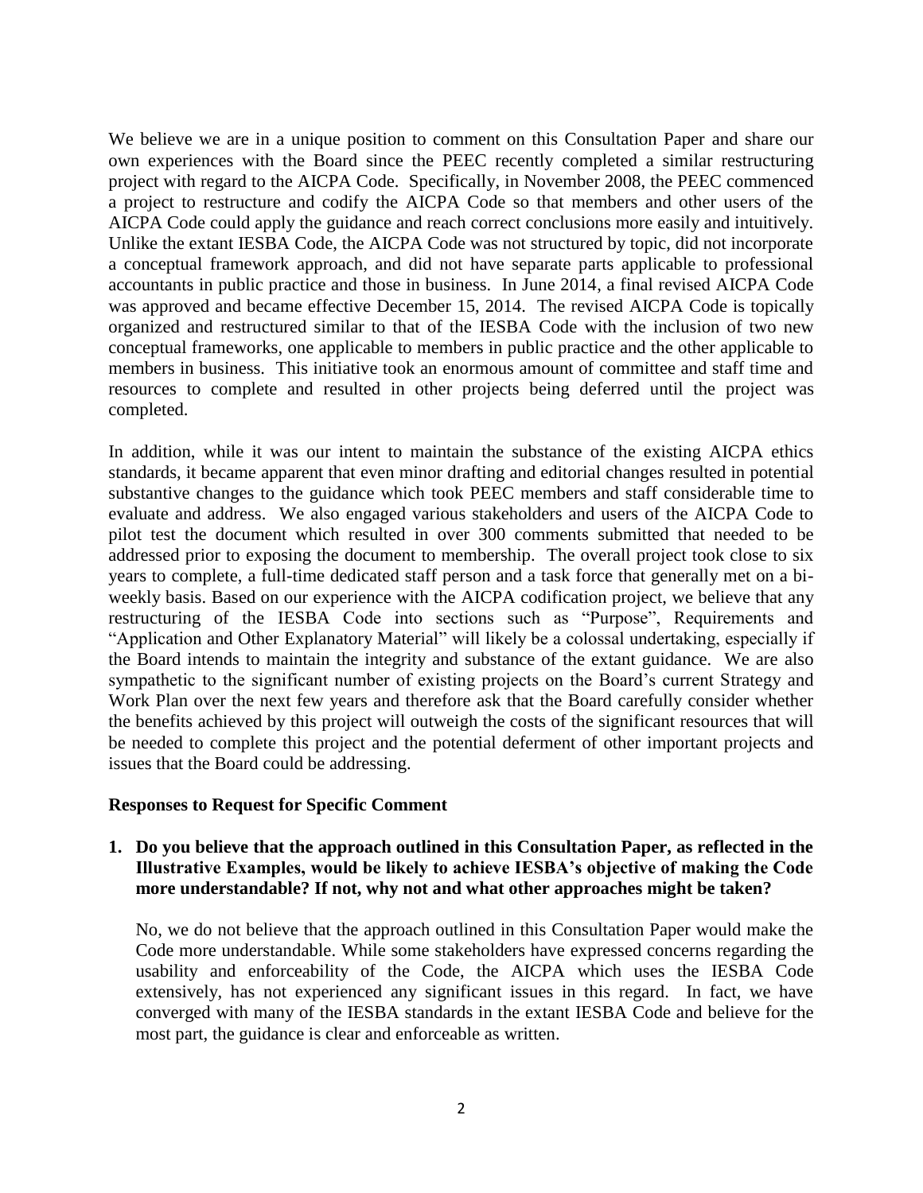We believe we are in a unique position to comment on this Consultation Paper and share our own experiences with the Board since the PEEC recently completed a similar restructuring project with regard to the AICPA Code. Specifically, in November 2008, the PEEC commenced a project to restructure and codify the AICPA Code so that members and other users of the AICPA Code could apply the guidance and reach correct conclusions more easily and intuitively. Unlike the extant IESBA Code, the AICPA Code was not structured by topic, did not incorporate a conceptual framework approach, and did not have separate parts applicable to professional accountants in public practice and those in business. In June 2014, a final revised AICPA Code was approved and became effective December 15, 2014. The revised AICPA Code is topically organized and restructured similar to that of the IESBA Code with the inclusion of two new conceptual frameworks, one applicable to members in public practice and the other applicable to members in business. This initiative took an enormous amount of committee and staff time and resources to complete and resulted in other projects being deferred until the project was completed.

In addition, while it was our intent to maintain the substance of the existing AICPA ethics standards, it became apparent that even minor drafting and editorial changes resulted in potential substantive changes to the guidance which took PEEC members and staff considerable time to evaluate and address. We also engaged various stakeholders and users of the AICPA Code to pilot test the document which resulted in over 300 comments submitted that needed to be addressed prior to exposing the document to membership. The overall project took close to six years to complete, a full-time dedicated staff person and a task force that generally met on a bi-weekly basis. Based on our experience with the AICPA codification project, we believe that any restructuring of the IESBA Code into sections such as "Purpose", Requirements and "Application and Other Explanatory Material" will likely be a colossal undertaking, especially if the Board intends to maintain the integrity and substance of the extant guidance. We are also sympathetic to the significant number of existing projects on the Board's current Strategy and Work Plan over the next few years and therefore ask that the Board carefully consider whether the benefits achieved by this project will outweigh the costs of the significant resources that will be needed to complete this project and the potential deferment of other important projects and issues that the Board could be addressing.

**Responses to Request for Specific Comment**

1. **Do you believe that the approach outlined in this Consultation Paper, as reflected in the Illustrative Examples, would be likely to achieve IESBA's objective of making the Code more understandable? If not, why not and what other approaches might be taken?**

   No, we do not believe that the approach outlined in this Consultation Paper would make the Code more understandable. While some stakeholders have expressed concerns regarding the usability and enforceability of the Code, the AICPA which uses the IESBA Code extensively, has not experienced any significant issues in this regard. In fact, we have converged with many of the IESBA standards in the extant IESBA Code and believe for the most part, the guidance is clear and enforceable as written.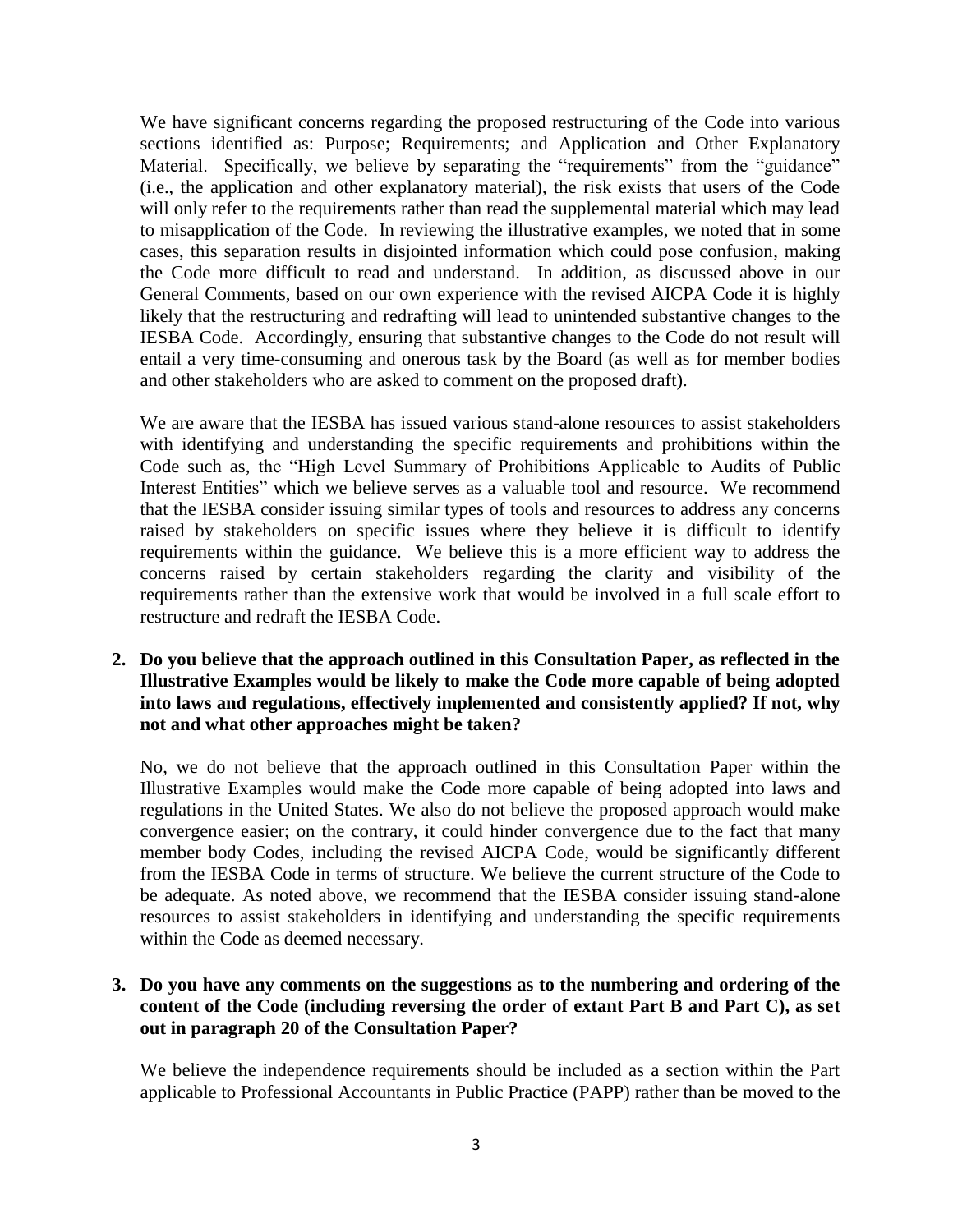We have significant concerns regarding the proposed restructuring of the Code into various sections identified as: Purpose; Requirements; and Application and Other Explanatory Material. Specifically, we believe by separating the "requirements" from the "guidance" (i.e., the application and other explanatory material), the risk exists that users of the Code will only refer to the requirements rather than read the supplemental material which may lead to misapplication of the Code. In reviewing the illustrative examples, we noted that in some cases, this separation results in disjointed information which could pose confusion, making the Code more difficult to read and understand. In addition, as discussed above in our General Comments, based on our own experience with the revised AICPA Code it is highly likely that the restructuring and redrafting will lead to unintended substantive changes to the IESBA Code. Accordingly, ensuring that substantive changes to the Code do not result will entail a very time-consuming and onerous task by the Board (as well as for member bodies and other stakeholders who are asked to comment on the proposed draft).

We are aware that the IESBA has issued various stand-alone resources to assist stakeholders with identifying and understanding the specific requirements and prohibitions within the Code such as, the "High Level Summary of Prohibitions Applicable to Audits of Public Interest Entities" which we believe serves as a valuable tool and resource. We recommend that the IESBA consider issuing similar types of tools and resources to address any concerns raised by stakeholders on specific issues where they believe it is difficult to identify requirements within the guidance. We believe this is a more efficient way to address the concerns raised by certain stakeholders regarding the clarity and visibility of the requirements rather than the extensive work that would be involved in a full scale effort to restructure and redraft the IESBA Code.

**2. Do you believe that the approach outlined in this Consultation Paper, as reflected in the Illustrative Examples would be likely to make the Code more capable of being adopted into laws and regulations, effectively implemented and consistently applied? If not, why not and what other approaches might be taken?**

No, we do not believe that the approach outlined in this Consultation Paper within the Illustrative Examples would make the Code more capable of being adopted into laws and regulations in the United States. We also do not believe the proposed approach would make convergence easier; on the contrary, it could hinder convergence due to the fact that many member body Codes, including the revised AICPA Code, would be significantly different from the IESBA Code in terms of structure. We believe the current structure of the Code to be adequate. As noted above, we recommend that the IESBA consider issuing stand-alone resources to assist stakeholders in identifying and understanding the specific requirements within the Code as deemed necessary.

**3. Do you have any comments on the suggestions as to the numbering and ordering of the content of the Code (including reversing the order of extant Part B and Part C), as set out in paragraph 20 of the Consultation Paper?**

We believe the independence requirements should be included as a section within the Part applicable to Professional Accountants in Public Practice (PAPP) rather than be moved to the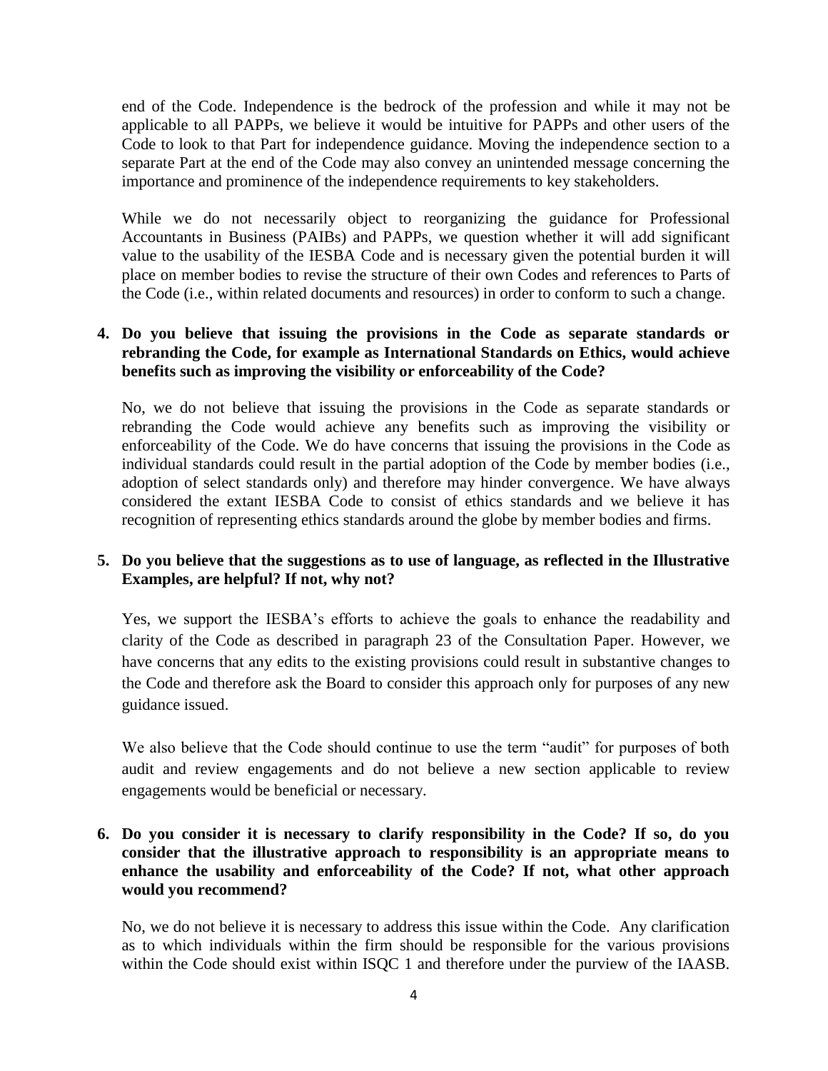end of the Code. Independence is the bedrock of the profession and while it may not be applicable to all PAPPs, we believe it would be intuitive for PAPPs and other users of the Code to look to that Part for independence guidance. Moving the independence section to a separate Part at the end of the Code may also convey an unintended message concerning the importance and prominence of the independence requirements to key stakeholders.

While we do not necessarily object to reorganizing the guidance for Professional Accountants in Business (PAIBs) and PAPPs, we question whether it will add significant value to the usability of the IESBA Code and is necessary given the potential burden it will place on member bodies to revise the structure of their own Codes and references to Parts of the Code (i.e., within related documents and resources) in order to conform to such a change.

**4. Do you believe that issuing the provisions in the Code as separate standards or rebranding the Code, for example as International Standards on Ethics, would achieve benefits such as improving the visibility or enforceability of the Code?**

No, we do not believe that issuing the provisions in the Code as separate standards or rebranding the Code would achieve any benefits such as improving the visibility or enforceability of the Code. We do have concerns that issuing the provisions in the Code as individual standards could result in the partial adoption of the Code by member bodies (i.e., adoption of select standards only) and therefore may hinder convergence. We have always considered the extant IESBA Code to consist of ethics standards and we believe it has recognition of representing ethics standards around the globe by member bodies and firms.

**5. Do you believe that the suggestions as to use of language, as reflected in the Illustrative Examples, are helpful? If not, why not?**

Yes, we support the IESBA's efforts to achieve the goals to enhance the readability and clarity of the Code as described in paragraph 23 of the Consultation Paper. However, we have concerns that any edits to the existing provisions could result in substantive changes to the Code and therefore ask the Board to consider this approach only for purposes of any new guidance issued.

We also believe that the Code should continue to use the term "audit" for purposes of both audit and review engagements and do not believe a new section applicable to review engagements would be beneficial or necessary.

**6. Do you consider it is necessary to clarify responsibility in the Code? If so, do you consider that the illustrative approach to responsibility is an appropriate means to enhance the usability and enforceability of the Code? If not, what other approach would you recommend?**

No, we do not believe it is necessary to address this issue within the Code. Any clarification as to which individuals within the firm should be responsible for the various provisions within the Code should exist within ISQC 1 and therefore under the purview of the IAASB.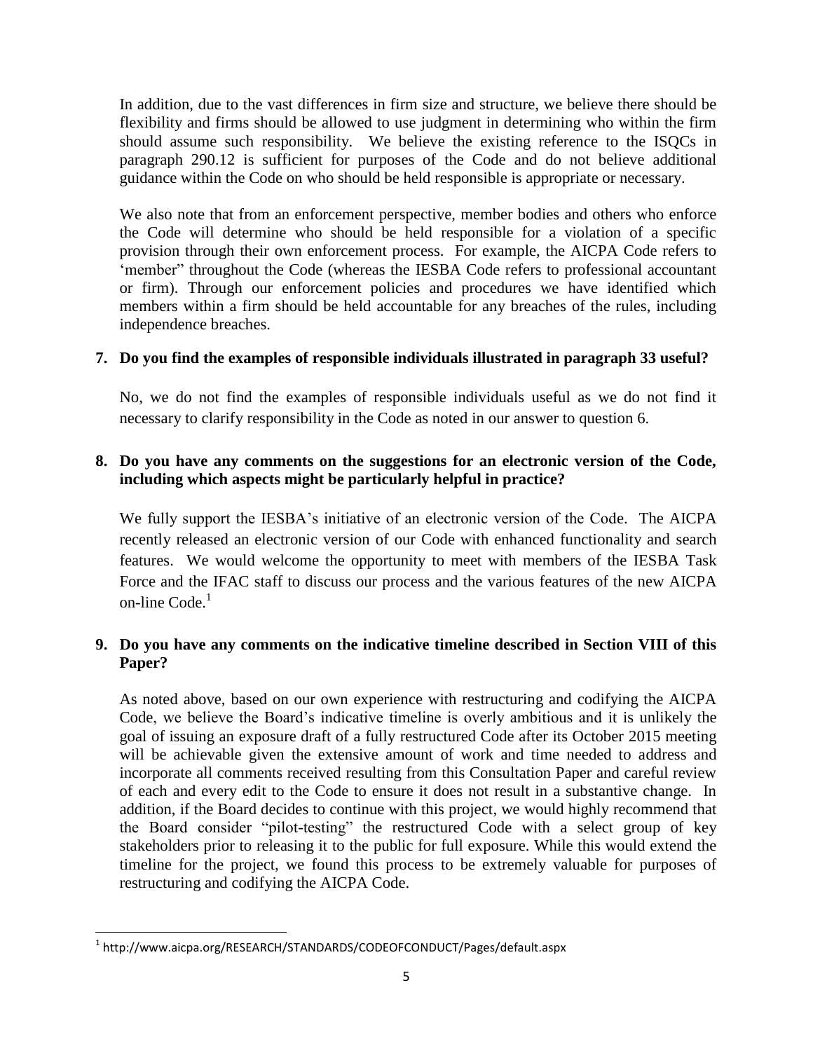In addition, due to the vast differences in firm size and structure, we believe there should be flexibility and firms should be allowed to use judgment in determining who within the firm should assume such responsibility. We believe the existing reference to the ISQCs in paragraph 290.12 is sufficient for purposes of the Code and do not believe additional guidance within the Code on who should be held responsible is appropriate or necessary.

We also note that from an enforcement perspective, member bodies and others who enforce the Code will determine who should be held responsible for a violation of a specific provision through their own enforcement process. For example, the AICPA Code refers to 'member" throughout the Code (whereas the IESBA Code refers to professional accountant or firm). Through our enforcement policies and procedures we have identified which members within a firm should be held accountable for any breaches of the rules, including independence breaches.

**7. Do you find the examples of responsible individuals illustrated in paragraph 33 useful?**

No, we do not find the examples of responsible individuals useful as we do not find it necessary to clarify responsibility in the Code as noted in our answer to question 6.

**8. Do you have any comments on the suggestions for an electronic version of the Code, including which aspects might be particularly helpful in practice?**

We fully support the IESBA's initiative of an electronic version of the Code. The AICPA recently released an electronic version of our Code with enhanced functionality and search features. We would welcome the opportunity to meet with members of the IESBA Task Force and the IFAC staff to discuss our process and the various features of the new AICPA on-line Code.[1]

**9. Do you have any comments on the indicative timeline described in Section VIII of this Paper?**

As noted above, based on our own experience with restructuring and codifying the AICPA Code, we believe the Board's indicative timeline is overly ambitious and it is unlikely the goal of issuing an exposure draft of a fully restructured Code after its October 2015 meeting will be achievable given the extensive amount of work and time needed to address and incorporate all comments received resulting from this Consultation Paper and careful review of each and every edit to the Code to ensure it does not result in a substantive change. In addition, if the Board decides to continue with this project, we would highly recommend that the Board consider "pilot-testing" the restructured Code with a select group of key stakeholders prior to releasing it to the public for full exposure. While this would extend the timeline for the project, we found this process to be extremely valuable for purposes of restructuring and codifying the AICPA Code.

---

[1] http://www.aicpa.org/RESEARCH/STANDARDS/CODEOFCONDUCT/Pages/default.aspx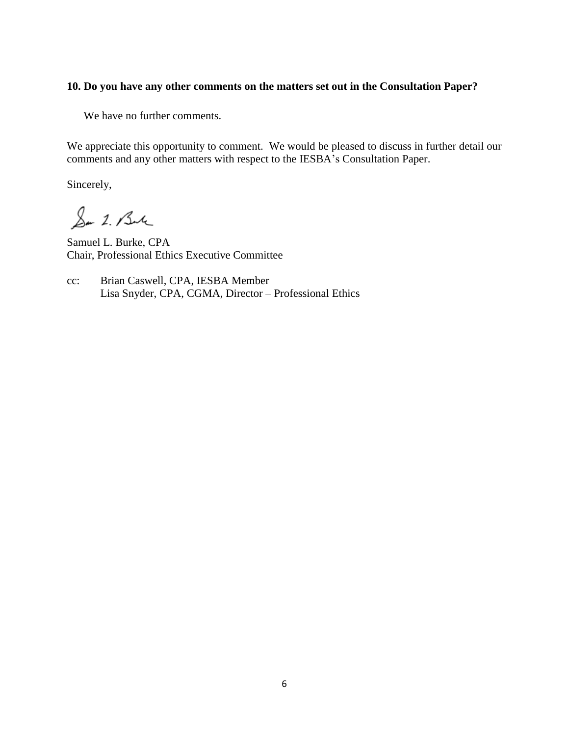**10. Do you have any other comments on the matters set out in the Consultation Paper?**

We have no further comments.

We appreciate this opportunity to comment. We would be pleased to discuss in further detail our comments and any other matters with respect to the IESBA's Consultation Paper.

Sincerely,

Samuel L. Burke, CPA
Chair, Professional Ethics Executive Committee

cc: Brian Caswell, CPA, IESBA Member
Lisa Snyder, CPA, CGMA, Director – Professional Ethics